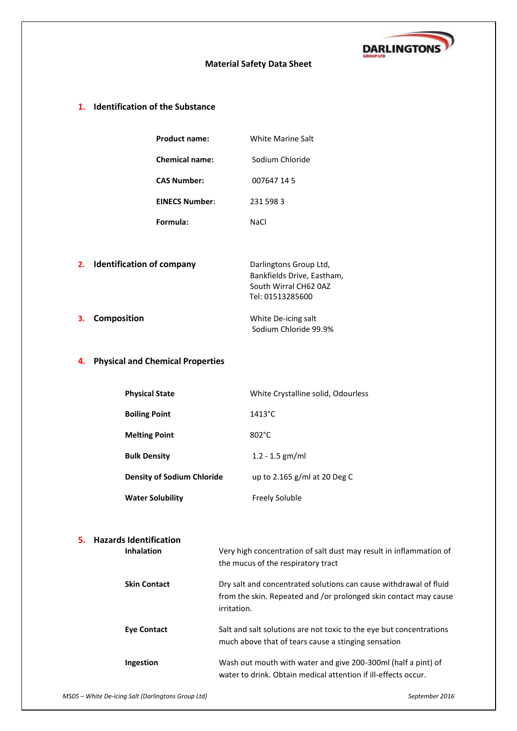# Material Safety Data Sheet

## 1. Identification of the Substance

| | |
|---|---|
| **Product name:** | White Marine Salt |
| **Chemical name:** | Sodium Chloride |
| **CAS Number:** | 007647 14 5 |
| **EINECS Number:** | 231 598 3 |
| **Formula:** | NaCl |

## 2. Identification of company

Darlingtons Group Ltd,
Bankfields Drive, Eastham,
South Wirral CH62 0AZ
Tel: 01513285600

## 3. Composition

White De-icing salt
Sodium Chloride 99.9%

## 4. Physical and Chemical Properties

| | |
|---|---|
| **Physical State** | White Crystalline solid, Odourless |
| **Boiling Point** | 1413°C |
| **Melting Point** | 802°C |
| **Bulk Density** | 1.2 - 1.5 gm/ml |
| **Density of Sodium Chloride** | up to 2.165 g/ml at 20 Deg C |
| **Water Solubility** | Freely Soluble |

## 5. Hazards Identification

| | |
|---|---|
| **Inhalation** | Very high concentration of salt dust may result in inflammation of the mucus of the respiratory tract |
| **Skin Contact** | Dry salt and concentrated solutions can cause withdrawal of fluid from the skin. Repeated and /or prolonged skin contact may cause irritation. |
| **Eye Contact** | Salt and salt solutions are not toxic to the eye but concentrations much above that of tears cause a stinging sensation |
| **Ingestion** | Wash out mouth with water and give 200-300ml (half a pint) of water to drink. Obtain medical attention if ill-effects occur. |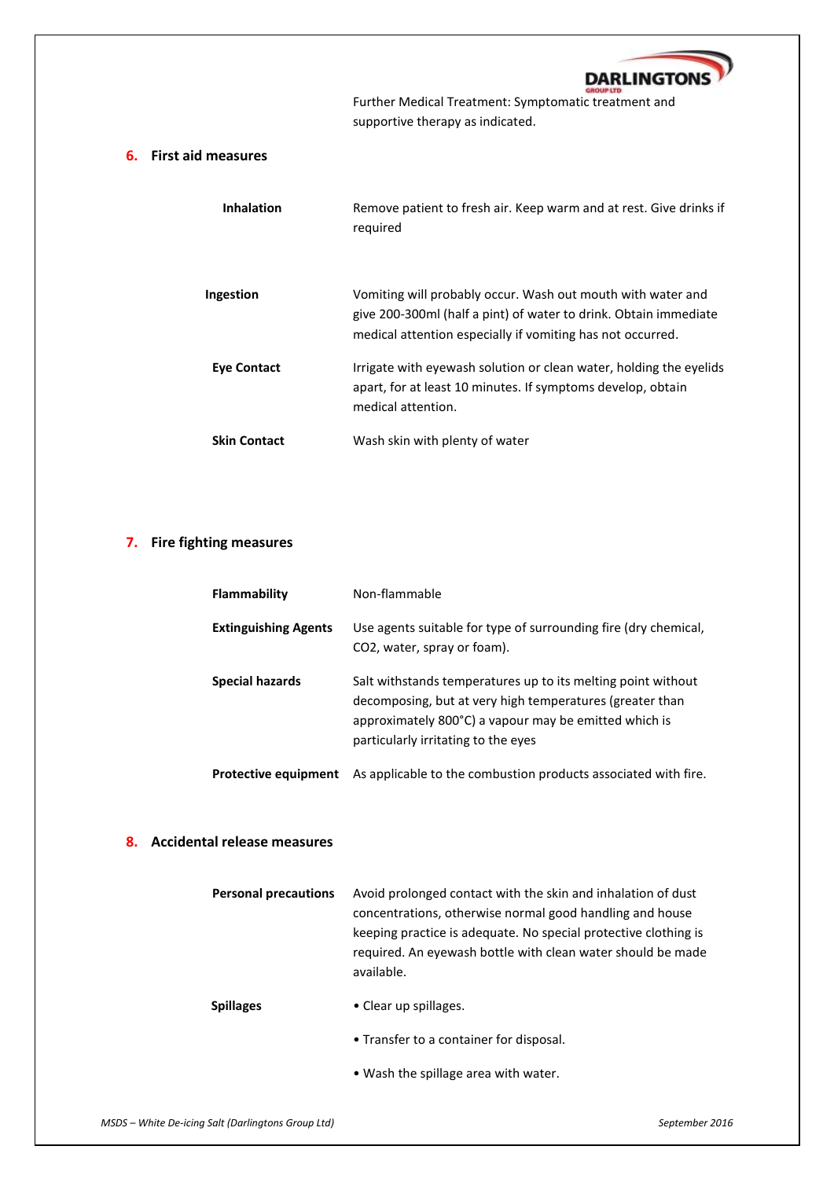Further Medical Treatment: Symptomatic treatment and supportive therapy as indicated.

## 6. First aid measures

| | |
|---|---|
| **Inhalation** | Remove patient to fresh air. Keep warm and at rest. Give drinks if required |
| **Ingestion** | Vomiting will probably occur. Wash out mouth with water and give 200-300ml (half a pint) of water to drink. Obtain immediate medical attention especially if vomiting has not occurred. |
| **Eye Contact** | Irrigate with eyewash solution or clean water, holding the eyelids apart, for at least 10 minutes. If symptoms develop, obtain medical attention. |
| **Skin Contact** | Wash skin with plenty of water |

## 7. Fire fighting measures

| | |
|---|---|
| **Flammability** | Non-flammable |
| **Extinguishing Agents** | Use agents suitable for type of surrounding fire (dry chemical, $CO_2$, water, spray or foam). |
| **Special hazards** | Salt withstands temperatures up to its melting point without decomposing, but at very high temperatures (greater than approximately 800°C) a vapour may be emitted which is particularly irritating to the eyes |
| **Protective equipment** | As applicable to the combustion products associated with fire. |

## 8. Accidental release measures

| | |
|---|---|
| **Personal precautions** | Avoid prolonged contact with the skin and inhalation of dust concentrations, otherwise normal good handling and house keeping practice is adequate. No special protective clothing is required. An eyewash bottle with clean water should be made available. |
| **Spillages** | • Clear up spillages.<br>• Transfer to a container for disposal.<br>• Wash the spillage area with water. |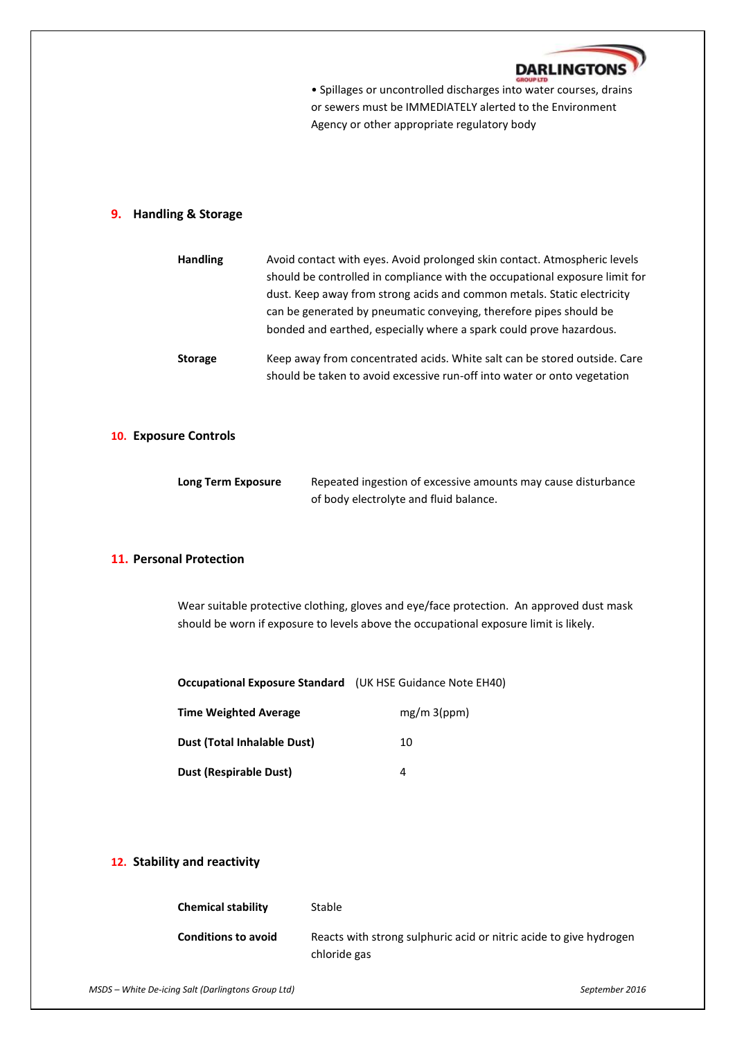• Spillages or uncontrolled discharges into water courses, drains or sewers must be IMMEDIATELY alerted to the Environment Agency or other appropriate regulatory body

## 9. Handling & Storage

**Handling** Avoid contact with eyes. Avoid prolonged skin contact. Atmospheric levels should be controlled in compliance with the occupational exposure limit for dust. Keep away from strong acids and common metals. Static electricity can be generated by pneumatic conveying, therefore pipes should be bonded and earthed, especially where a spark could prove hazardous.

**Storage** Keep away from concentrated acids. White salt can be stored outside. Care should be taken to avoid excessive run-off into water or onto vegetation

## 10. Exposure Controls

**Long Term Exposure** Repeated ingestion of excessive amounts may cause disturbance of body electrolyte and fluid balance.

## 11. Personal Protection

Wear suitable protective clothing, gloves and eye/face protection. An approved dust mask should be worn if exposure to levels above the occupational exposure limit is likely.

**Occupational Exposure Standard** (UK HSE Guidance Note EH40)

| **Time Weighted Average** | mg/m 3(ppm) |
|---|---|
| **Dust (Total Inhalable Dust)** | 10 |
| **Dust (Respirable Dust)** | 4 |

## 12. Stability and reactivity

**Chemical stability** Stable

**Conditions to avoid** Reacts with strong sulphuric acid or nitric acide to give hydrogen chloride gas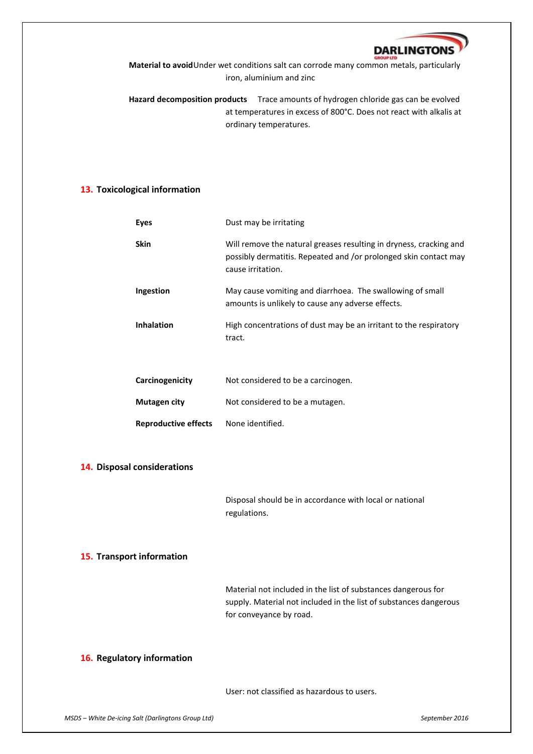**Material to avoid** Under wet conditions salt can corrode many common metals, particularly iron, aluminium and zinc

**Hazard decomposition products** Trace amounts of hydrogen chloride gas can be evolved at temperatures in excess of 800°C. Does not react with alkalis at ordinary temperatures.

## 13. Toxicological information

**Eyes** Dust may be irritating

**Skin** Will remove the natural greases resulting in dryness, cracking and possibly dermatitis. Repeated and /or prolonged skin contact may cause irritation.

**Ingestion** May cause vomiting and diarrhoea. The swallowing of small amounts is unlikely to cause any adverse effects.

**Inhalation** High concentrations of dust may be an irritant to the respiratory tract.

**Carcinogenicity** Not considered to be a carcinogen.

**Mutagen city** Not considered to be a mutagen.

**Reproductive effects** None identified.

## 14. Disposal considerations

Disposal should be in accordance with local or national regulations.

## 15. Transport information

Material not included in the list of substances dangerous for supply. Material not included in the list of substances dangerous for conveyance by road.

## 16. Regulatory information

User: not classified as hazardous to users.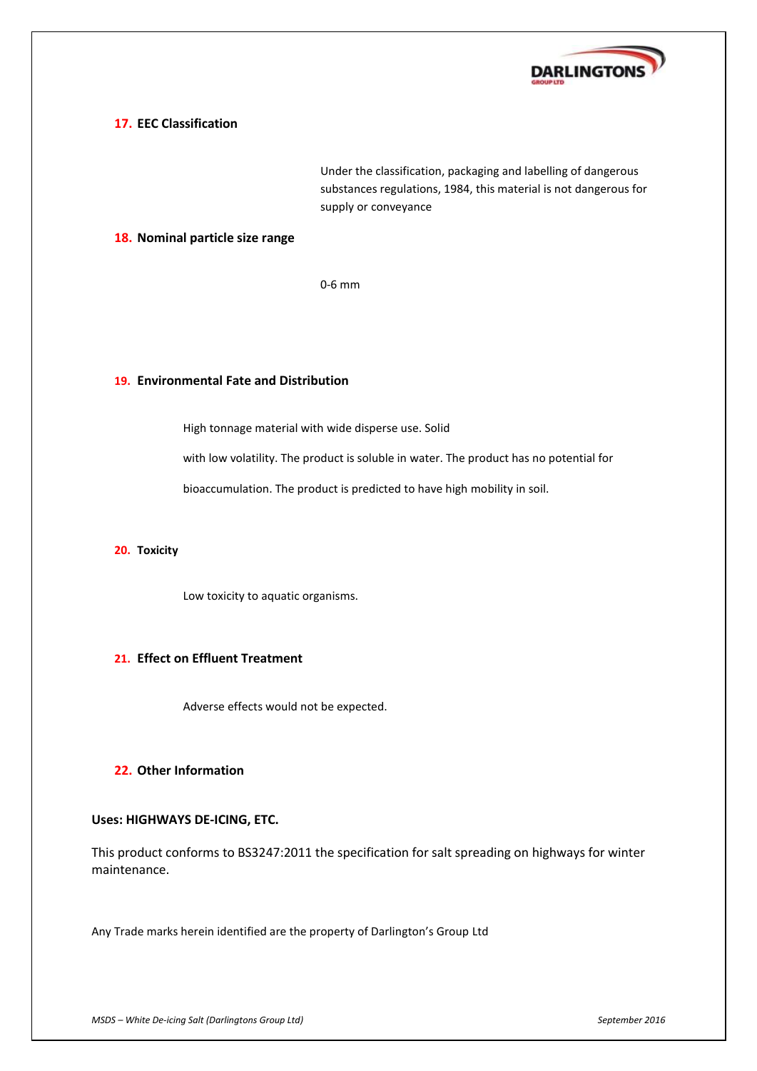## 17. EEC Classification

Under the classification, packaging and labelling of dangerous substances regulations, 1984, this material is not dangerous for supply or conveyance

## 18. Nominal particle size range

0-6 mm

## 19. Environmental Fate and Distribution

High tonnage material with wide disperse use. Solid

with low volatility. The product is soluble in water. The product has no potential for

bioaccumulation. The product is predicted to have high mobility in soil.

## 20. Toxicity

Low toxicity to aquatic organisms.

## 21. Effect on Effluent Treatment

Adverse effects would not be expected.

## 22. Other Information

**Uses: HIGHWAYS DE-ICING, ETC.**

This product conforms to BS3247:2011 the specification for salt spreading on highways for winter maintenance.

Any Trade marks herein identified are the property of Darlington's Group Ltd